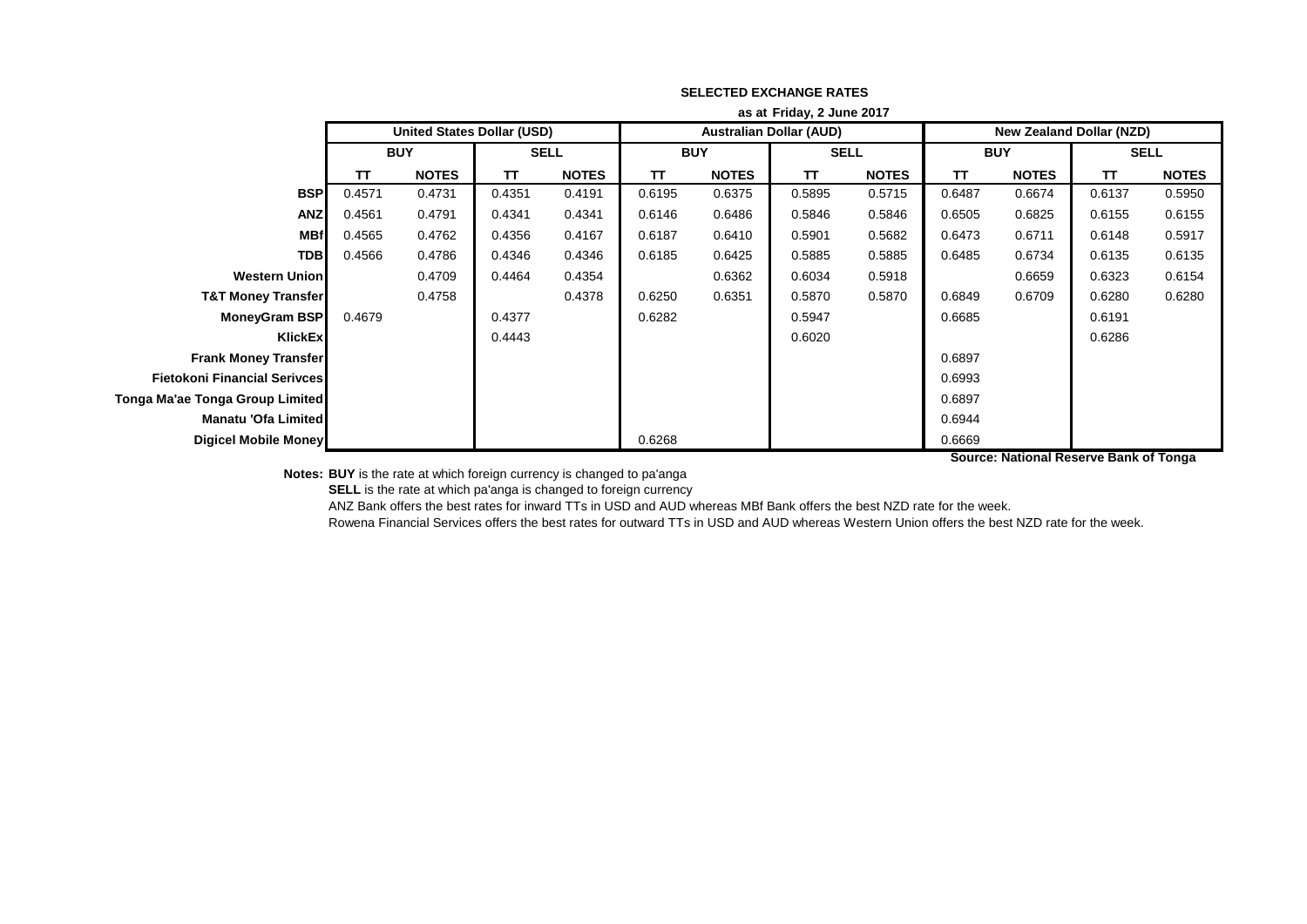**SELECTED EXCHANGE RATES**

**as at Friday, 2 June 2017**

| | United States Dollar (USD) | | | | Australian Dollar (AUD) | | | | New Zealand Dollar (NZD) | | | |
|---|---|---|---|---|---|---|---|---|---|---|---|---|
| | BUY | | SELL | | BUY | | SELL | | BUY | | SELL | |
| | TT | NOTES | TT | NOTES | TT | NOTES | TT | NOTES | TT | NOTES | TT | NOTES |
| **BSP** | 0.4571 | 0.4731 | 0.4351 | 0.4191 | 0.6195 | 0.6375 | 0.5895 | 0.5715 | 0.6487 | 0.6674 | 0.6137 | 0.5950 |
| **ANZ** | 0.4561 | 0.4791 | 0.4341 | 0.4341 | 0.6146 | 0.6486 | 0.5846 | 0.5846 | 0.6505 | 0.6825 | 0.6155 | 0.6155 |
| **MBf** | 0.4565 | 0.4762 | 0.4356 | 0.4167 | 0.6187 | 0.6410 | 0.5901 | 0.5682 | 0.6473 | 0.6711 | 0.6148 | 0.5917 |
| **TDB** | 0.4566 | 0.4786 | 0.4346 | 0.4346 | 0.6185 | 0.6425 | 0.5885 | 0.5885 | 0.6485 | 0.6734 | 0.6135 | 0.6135 |
| **Western Union** | | 0.4709 | 0.4464 | 0.4354 | | 0.6362 | 0.6034 | 0.5918 | | 0.6659 | 0.6323 | 0.6154 |
| **T&T Money Transfer** | | 0.4758 | | 0.4378 | 0.6250 | 0.6351 | 0.5870 | 0.5870 | 0.6849 | 0.6709 | 0.6280 | 0.6280 |
| **MoneyGram BSP** | 0.4679 | | 0.4377 | | 0.6282 | | 0.5947 | | 0.6685 | | 0.6191 | |
| **KlickEx** | | | 0.4443 | | | | 0.6020 | | | | 0.6286 | |
| **Frank Money Transfer** | | | | | | | | | 0.6897 | | | |
| **Fietokoni Financial Serivces** | | | | | | | | | 0.6993 | | | |
| **Tonga Ma'ae Tonga Group Limited** | | | | | | | | | 0.6897 | | | |
| **Manatu 'Ofa Limited** | | | | | | | | | 0.6944 | | | |
| **Digicel Mobile Money** | | | | | 0.6268 | | | | 0.6669 | | | |

**Source: National Reserve Bank of Tonga**

**Notes: BUY** is the rate at which foreign currency is changed to pa'anga

**SELL** is the rate at which pa'anga is changed to foreign currency

ANZ Bank offers the best rates for inward TTs in USD and AUD whereas MBf Bank offers the best NZD rate for the week.

Rowena Financial Services offers the best rates for outward TTs in USD and AUD whereas Western Union offers the best NZD rate for the week.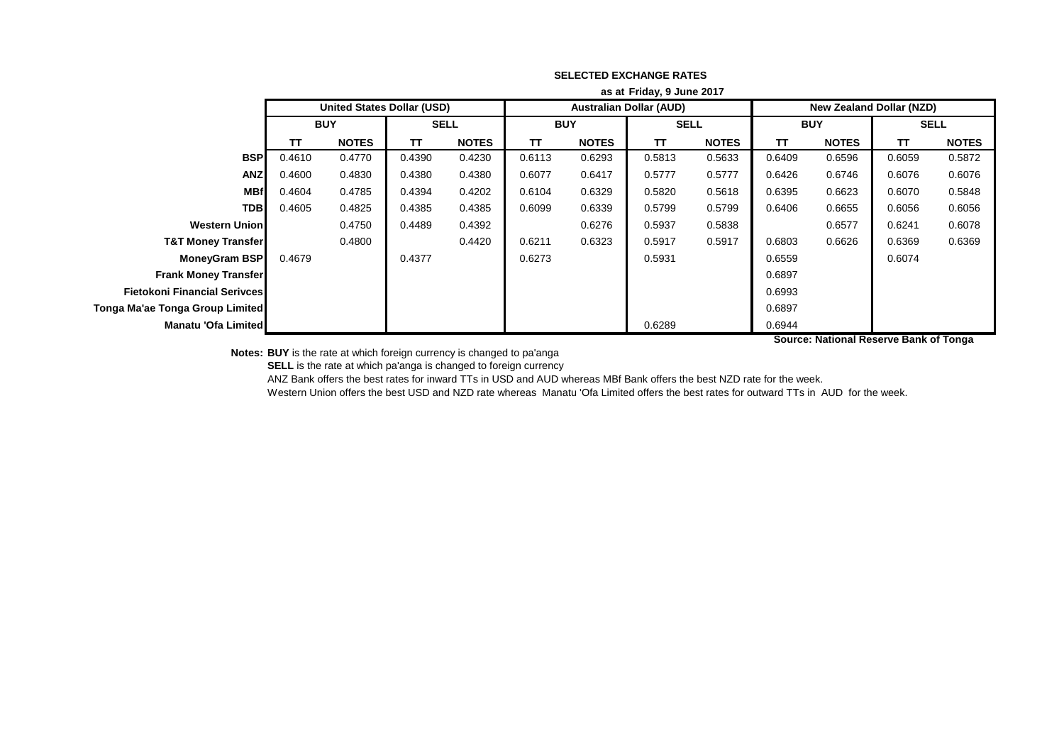## SELECTED EXCHANGE RATES

**as at Friday, 9 June 2017**

| | United States Dollar (USD) | | | | Australian Dollar (AUD) | | | | New Zealand Dollar (NZD) | | | |
|---|---|---|---|---|---|---|---|---|---|---|---|---|
| | BUY | | SELL | | BUY | | SELL | | BUY | | SELL | |
| | TT | NOTES | TT | NOTES | TT | NOTES | TT | NOTES | TT | NOTES | TT | NOTES |
| **BSP** | 0.4610 | 0.4770 | 0.4390 | 0.4230 | 0.6113 | 0.6293 | 0.5813 | 0.5633 | 0.6409 | 0.6596 | 0.6059 | 0.5872 |
| **ANZ** | 0.4600 | 0.4830 | 0.4380 | 0.4380 | 0.6077 | 0.6417 | 0.5777 | 0.5777 | 0.6426 | 0.6746 | 0.6076 | 0.6076 |
| **MBf** | 0.4604 | 0.4785 | 0.4394 | 0.4202 | 0.6104 | 0.6329 | 0.5820 | 0.5618 | 0.6395 | 0.6623 | 0.6070 | 0.5848 |
| **TDB** | 0.4605 | 0.4825 | 0.4385 | 0.4385 | 0.6099 | 0.6339 | 0.5799 | 0.5799 | 0.6406 | 0.6655 | 0.6056 | 0.6056 |
| **Western Union** | | 0.4750 | 0.4489 | 0.4392 | | 0.6276 | 0.5937 | 0.5838 | | 0.6577 | 0.6241 | 0.6078 |
| **T&T Money Transfer** | | 0.4800 | | 0.4420 | 0.6211 | 0.6323 | 0.5917 | 0.5917 | 0.6803 | 0.6626 | 0.6369 | 0.6369 |
| **MoneyGram BSP** | 0.4679 | | 0.4377 | | 0.6273 | | 0.5931 | | 0.6559 | | 0.6074 | |
| **Frank Money Transfer** | | | | | | | | | 0.6897 | | | |
| **Fietokoni Financial Serivces** | | | | | | | | | 0.6993 | | | |
| **Tonga Ma'ae Tonga Group Limited** | | | | | | | | | 0.6897 | | | |
| **Manatu 'Ofa Limited** | | | | | | | 0.6289 | | 0.6944 | | | |

**Source: National Reserve Bank of Tonga**

**Notes:** **BUY** is the rate at which foreign currency is changed to pa'anga

**SELL** is the rate at which pa'anga is changed to foreign currency

ANZ Bank offers the best rates for inward TTs in USD and AUD whereas MBf Bank offers the best NZD rate for the week.

Western Union offers the best USD and NZD rate whereas Manatu 'Ofa Limited offers the best rates for outward TTs in AUD for the week.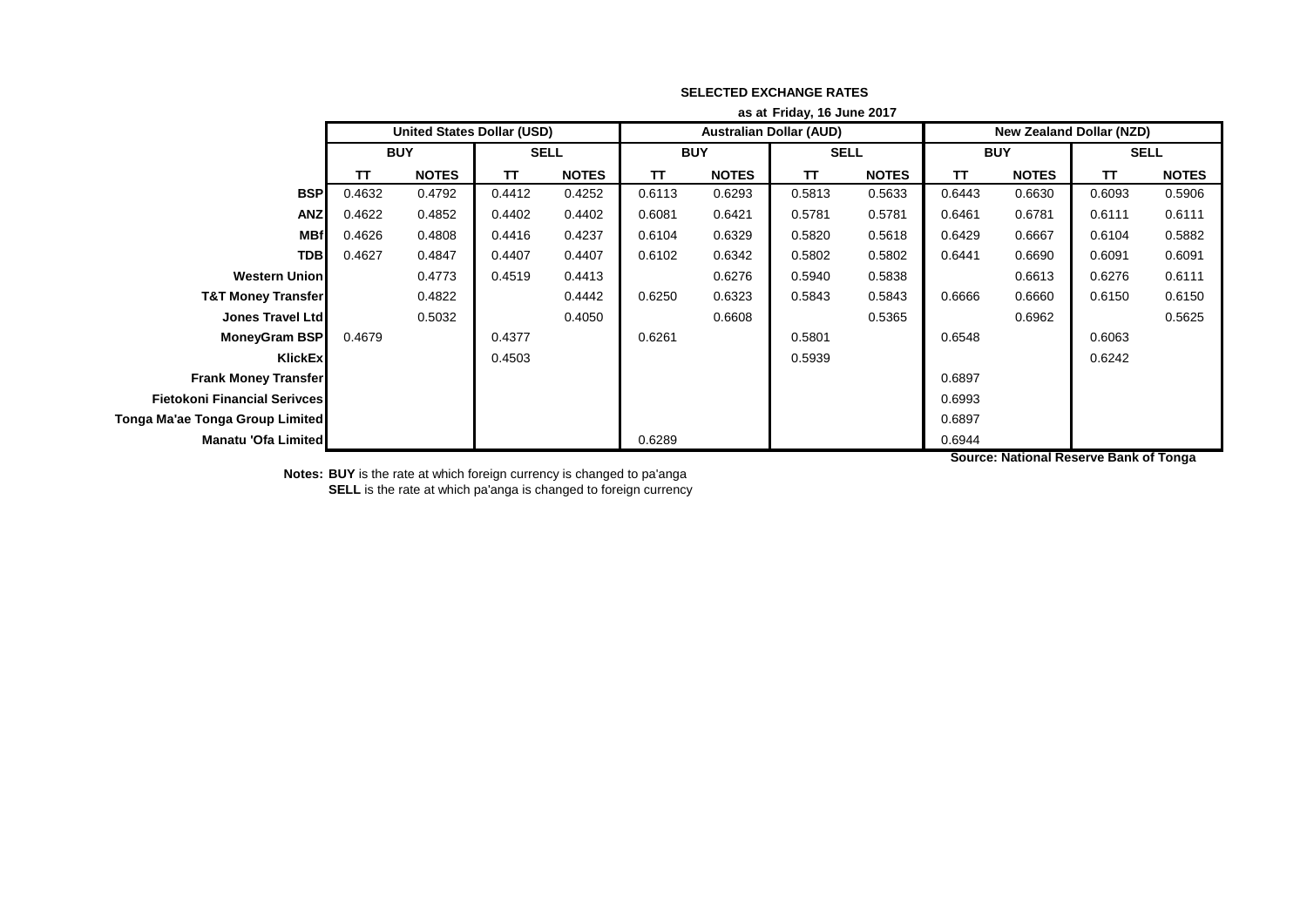**SELECTED EXCHANGE RATES**

**as at Friday, 16 June 2017**

| | United States Dollar (USD) | | | | Australian Dollar (AUD) | | | | New Zealand Dollar (NZD) | | | |
|---|---|---|---|---|---|---|---|---|---|---|---|---|
| | BUY | | SELL | | BUY | | SELL | | BUY | | SELL | |
| | TT | NOTES | TT | NOTES | TT | NOTES | TT | NOTES | TT | NOTES | TT | NOTES |
| **BSP** | 0.4632 | 0.4792 | 0.4412 | 0.4252 | 0.6113 | 0.6293 | 0.5813 | 0.5633 | 0.6443 | 0.6630 | 0.6093 | 0.5906 |
| **ANZ** | 0.4622 | 0.4852 | 0.4402 | 0.4402 | 0.6081 | 0.6421 | 0.5781 | 0.5781 | 0.6461 | 0.6781 | 0.6111 | 0.6111 |
| **MBf** | 0.4626 | 0.4808 | 0.4416 | 0.4237 | 0.6104 | 0.6329 | 0.5820 | 0.5618 | 0.6429 | 0.6667 | 0.6104 | 0.5882 |
| **TDB** | 0.4627 | 0.4847 | 0.4407 | 0.4407 | 0.6102 | 0.6342 | 0.5802 | 0.5802 | 0.6441 | 0.6690 | 0.6091 | 0.6091 |
| **Western Union** | | 0.4773 | 0.4519 | 0.4413 | | 0.6276 | 0.5940 | 0.5838 | | 0.6613 | 0.6276 | 0.6111 |
| **T&T Money Transfer** | | 0.4822 | | 0.4442 | 0.6250 | 0.6323 | 0.5843 | 0.5843 | 0.6666 | 0.6660 | 0.6150 | 0.6150 |
| **Jones Travel Ltd** | | 0.5032 | | 0.4050 | | 0.6608 | | 0.5365 | | 0.6962 | | 0.5625 |
| **MoneyGram BSP** | 0.4679 | | 0.4377 | | 0.6261 | | 0.5801 | | 0.6548 | | 0.6063 | |
| **KlickEx** | | | 0.4503 | | | | 0.5939 | | | | 0.6242 | |
| **Frank Money Transfer** | | | | | | | | | 0.6897 | | | |
| **Fietokoni Financial Serivces** | | | | | | | | | 0.6993 | | | |
| **Tonga Ma'ae Tonga Group Limited** | | | | | | | | | 0.6897 | | | |
| **Manatu 'Ofa Limited** | | | | | 0.6289 | | | | 0.6944 | | | |

**Source: National Reserve Bank of Tonga**

**Notes:** **BUY** is the rate at which foreign currency is changed to pa'anga
**SELL** is the rate at which pa'anga is changed to foreign currency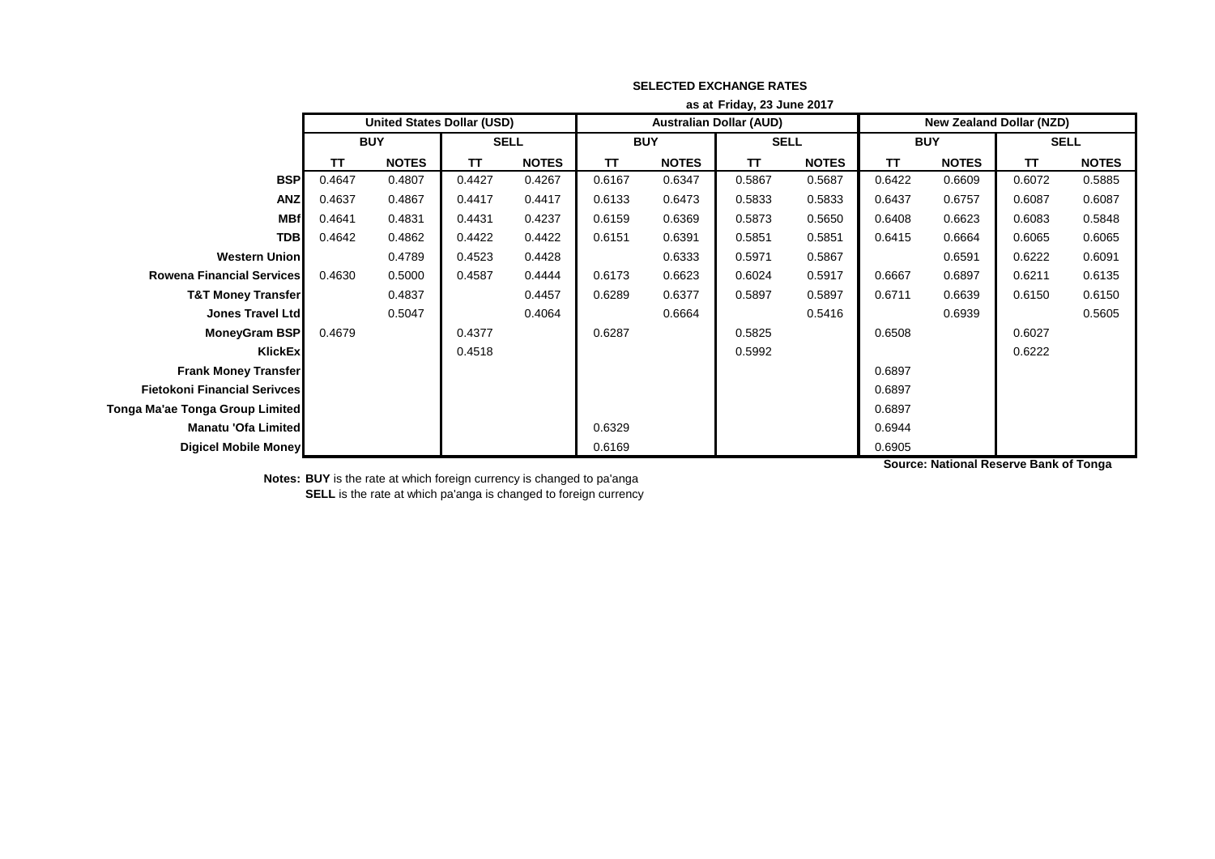**SELECTED EXCHANGE RATES**

**as at Friday, 23 June 2017**

| | United States Dollar (USD) | | | | Australian Dollar (AUD) | | | | New Zealand Dollar (NZD) | | | |
|---|---|---|---|---|---|---|---|---|---|---|---|---|
| | BUY | | SELL | | BUY | | SELL | | BUY | | SELL | |
| | TT | NOTES | TT | NOTES | TT | NOTES | TT | NOTES | TT | NOTES | TT | NOTES |
| **BSP** | 0.4647 | 0.4807 | 0.4427 | 0.4267 | 0.6167 | 0.6347 | 0.5867 | 0.5687 | 0.6422 | 0.6609 | 0.6072 | 0.5885 |
| **ANZ** | 0.4637 | 0.4867 | 0.4417 | 0.4417 | 0.6133 | 0.6473 | 0.5833 | 0.5833 | 0.6437 | 0.6757 | 0.6087 | 0.6087 |
| **MBf** | 0.4641 | 0.4831 | 0.4431 | 0.4237 | 0.6159 | 0.6369 | 0.5873 | 0.5650 | 0.6408 | 0.6623 | 0.6083 | 0.5848 |
| **TDB** | 0.4642 | 0.4862 | 0.4422 | 0.4422 | 0.6151 | 0.6391 | 0.5851 | 0.5851 | 0.6415 | 0.6664 | 0.6065 | 0.6065 |
| **Western Union** | | 0.4789 | 0.4523 | 0.4428 | | 0.6333 | 0.5971 | 0.5867 | | 0.6591 | 0.6222 | 0.6091 |
| **Rowena Financial Services** | 0.4630 | 0.5000 | 0.4587 | 0.4444 | 0.6173 | 0.6623 | 0.6024 | 0.5917 | 0.6667 | 0.6897 | 0.6211 | 0.6135 |
| **T&T Money Transfer** | | 0.4837 | | 0.4457 | 0.6289 | 0.6377 | 0.5897 | 0.5897 | 0.6711 | 0.6639 | 0.6150 | 0.6150 |
| **Jones Travel Ltd** | | 0.5047 | | 0.4064 | | 0.6664 | | 0.5416 | | 0.6939 | | 0.5605 |
| **MoneyGram BSP** | 0.4679 | | 0.4377 | | 0.6287 | | 0.5825 | | 0.6508 | | 0.6027 | |
| **KlickEx** | | | 0.4518 | | | | 0.5992 | | | | 0.6222 | |
| **Frank Money Transfer** | | | | | | | | | 0.6897 | | | |
| **Fietokoni Financial Serivces** | | | | | | | | | 0.6897 | | | |
| **Tonga Ma'ae Tonga Group Limited** | | | | | | | | | 0.6897 | | | |
| **Manatu 'Ofa Limited** | | | | | 0.6329 | | | | 0.6944 | | | |
| **Digicel Mobile Money** | | | | | 0.6169 | | | | 0.6905 | | | |

**Source: National Reserve Bank of Tonga**

**Notes: BUY** is the rate at which foreign currency is changed to pa'anga
**SELL** is the rate at which pa'anga is changed to foreign currency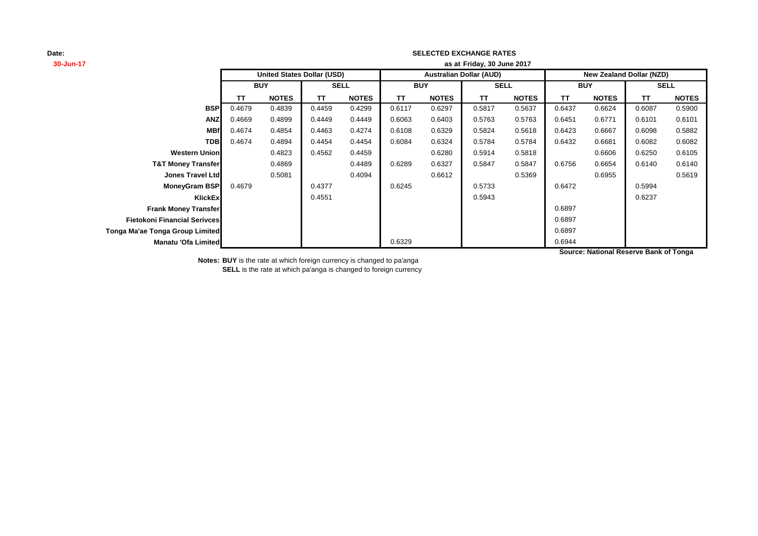**Date:**
**30-Jun-17**

**SELECTED EXCHANGE RATES**
**as at Friday, 30 June 2017**

| | United States Dollar (USD) | | | | Australian Dollar (AUD) | | | | New Zealand Dollar (NZD) | | | |
|---|---|---|---|---|---|---|---|---|---|---|---|---|
| | BUY | | SELL | | BUY | | SELL | | BUY | | SELL | |
| | TT | NOTES | TT | NOTES | TT | NOTES | TT | NOTES | TT | NOTES | TT | NOTES |
| **BSP** | 0.4679 | 0.4839 | 0.4459 | 0.4299 | 0.6117 | 0.6297 | 0.5817 | 0.5637 | 0.6437 | 0.6624 | 0.6087 | 0.5900 |
| **ANZ** | 0.4669 | 0.4899 | 0.4449 | 0.4449 | 0.6063 | 0.6403 | 0.5763 | 0.5763 | 0.6451 | 0.6771 | 0.6101 | 0.6101 |
| **MBf** | 0.4674 | 0.4854 | 0.4463 | 0.4274 | 0.6108 | 0.6329 | 0.5824 | 0.5618 | 0.6423 | 0.6667 | 0.6098 | 0.5882 |
| **TDB** | 0.4674 | 0.4894 | 0.4454 | 0.4454 | 0.6084 | 0.6324 | 0.5784 | 0.5784 | 0.6432 | 0.6681 | 0.6082 | 0.6082 |
| **Western Union** | | 0.4823 | 0.4562 | 0.4459 | | 0.6280 | 0.5914 | 0.5818 | | 0.6606 | 0.6250 | 0.6105 |
| **T&T Money Transfer** | | 0.4869 | | 0.4489 | 0.6289 | 0.6327 | 0.5847 | 0.5847 | 0.6756 | 0.6654 | 0.6140 | 0.6140 |
| **Jones Travel Ltd** | | 0.5081 | | 0.4094 | | 0.6612 | | 0.5369 | | 0.6955 | | 0.5619 |
| **MoneyGram BSP** | 0.4679 | | 0.4377 | | 0.6245 | | 0.5733 | | 0.6472 | | 0.5994 | |
| **KlickEx** | | | 0.4551 | | | | 0.5943 | | | | 0.6237 | |
| **Frank Money Transfer** | | | | | | | | | 0.6897 | | | |
| **Fietokoni Financial Serivces** | | | | | | | | | 0.6897 | | | |
| **Tonga Ma'ae Tonga Group Limited** | | | | | | | | | 0.6897 | | | |
| **Manatu 'Ofa Limited** | | | | | 0.6329 | | | | 0.6944 | | | |

**Source: National Reserve Bank of Tonga**

**Notes: BUY** is the rate at which foreign currency is changed to pa'anga
**SELL** is the rate at which pa'anga is changed to foreign currency